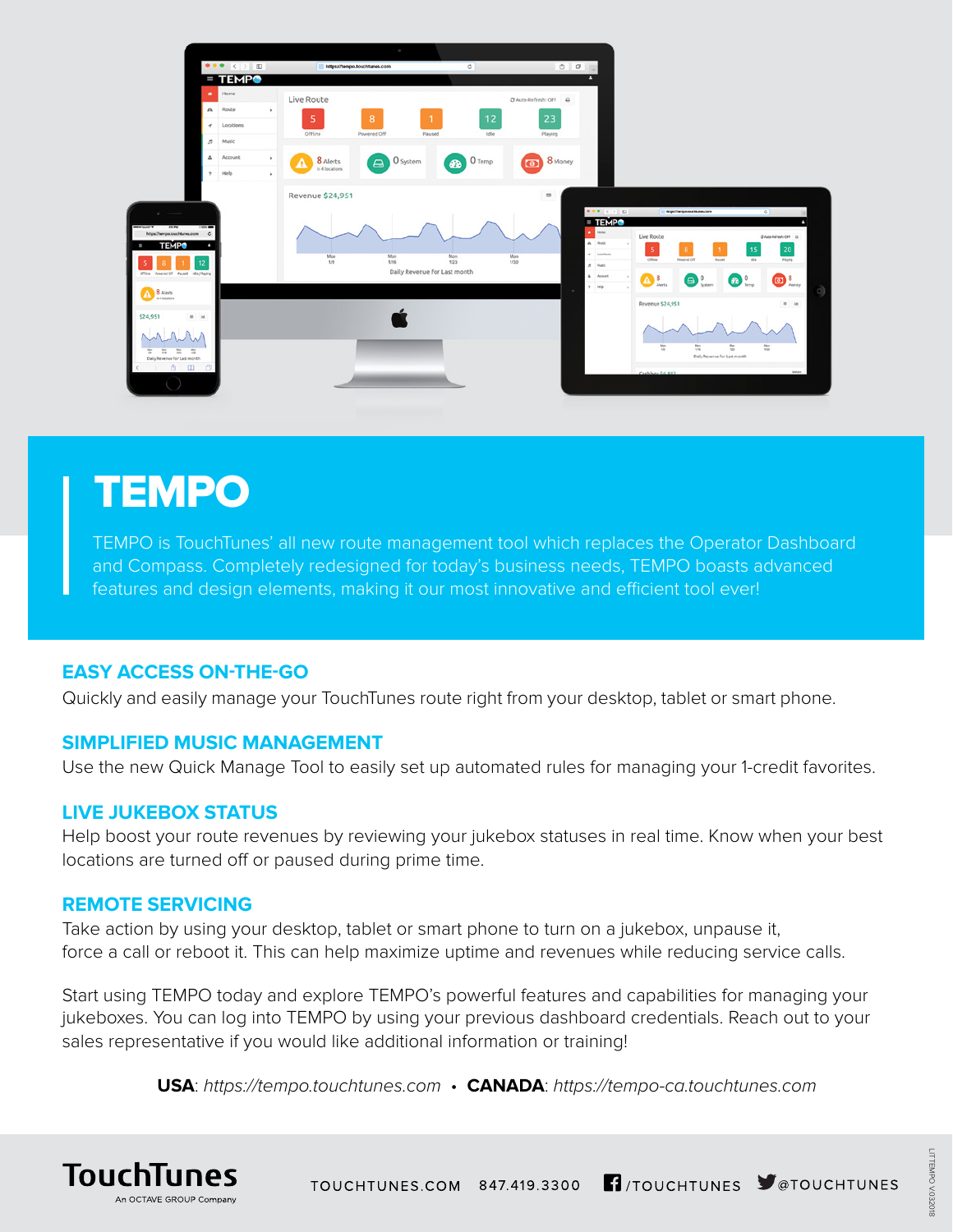# TEMPO

TEMPO is TouchTunes' all new route management tool which replaces the Operator Dashboard and Compass. Completely redesigned for today's business needs, TEMPO boasts advanced features and design elements, making it our most innovative and efficient tool ever!

## EASY ACCESS ON-THE-GO

Quickly and easily manage your TouchTunes route right from your desktop, tablet or smart phone.

## SIMPLIFIED MUSIC MANAGEMENT

Use the new Quick Manage Tool to easily set up automated rules for managing your 1-credit favorites.

## LIVE JUKEBOX STATUS

Help boost your route revenues by reviewing your jukebox statuses in real time. Know when your best locations are turned off or paused during prime time.

## REMOTE SERVICING

Take action by using your desktop, tablet or smart phone to turn on a jukebox, unpause it, force a call or reboot it. This can help maximize uptime and revenues while reducing service calls.

Start using TEMPO today and explore TEMPO's powerful features and capabilities for managing your jukeboxes. You can log into TEMPO by using your previous dashboard credentials. Reach out to your sales representative if you would like additional information or training!

**USA**: *https://tempo.touchtunes.com* • **CANADA**: *https://tempo-ca.touchtunes.com*

**TouchTunes**
An OCTAVE GROUP Company

TOUCHTUNES.COM 847.419.3300 /TOUCHTUNES @TOUCHTUNES

LITTEMPO V032018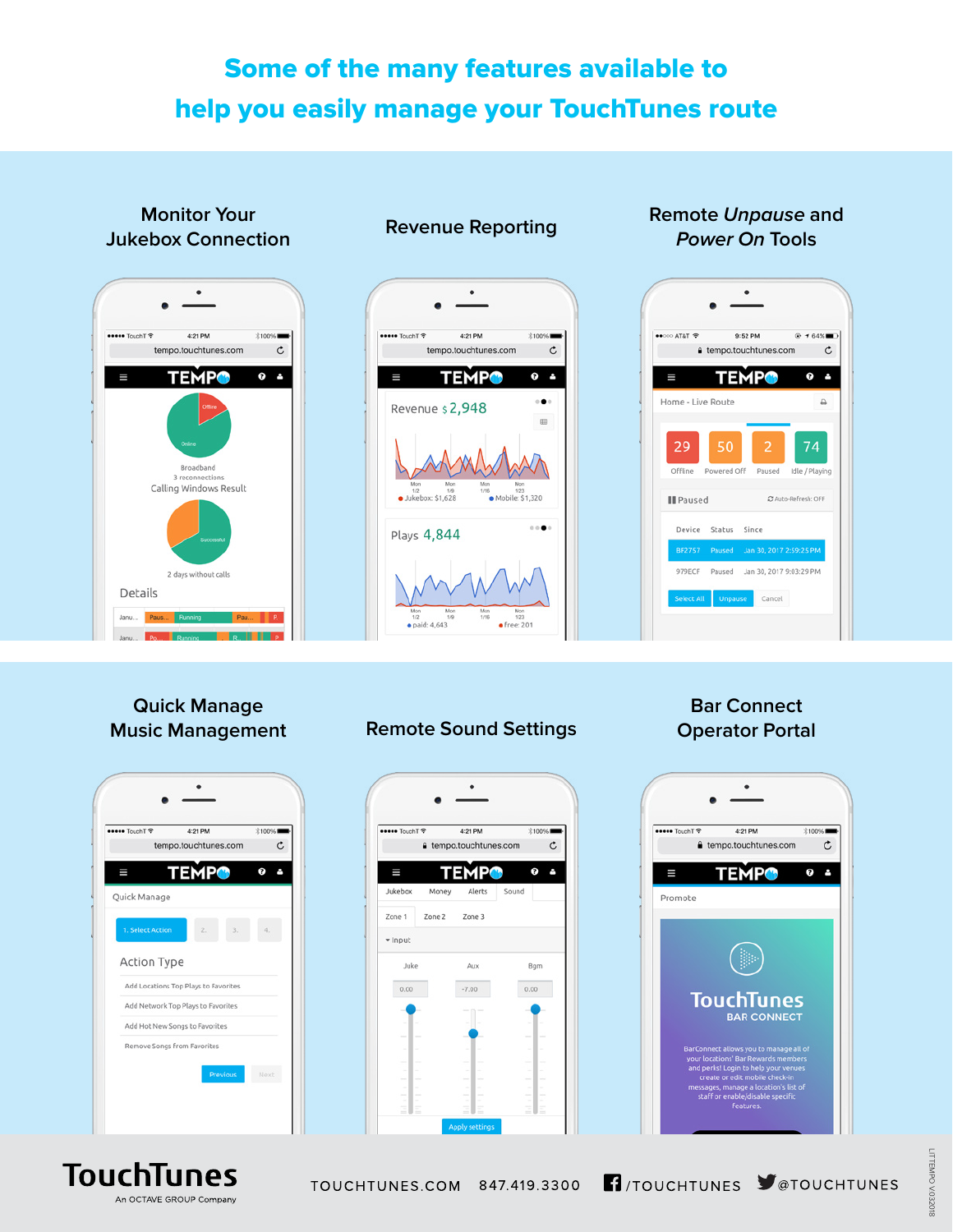# Some of the many features available to help you easily manage your TouchTunes route

## Monitor Your Jukebox Connection

## Revenue Reporting

## Remote *Unpause* and *Power On* Tools

## Quick Manage Music Management

## Remote Sound Settings

## Bar Connect Operator Portal

**TouchTunes**
An OCTAVE GROUP Company

TOUCHTUNES.COM 847.419.3300 /TOUCHTUNES @TOUCHTUNES

LITTEMPO V.032018